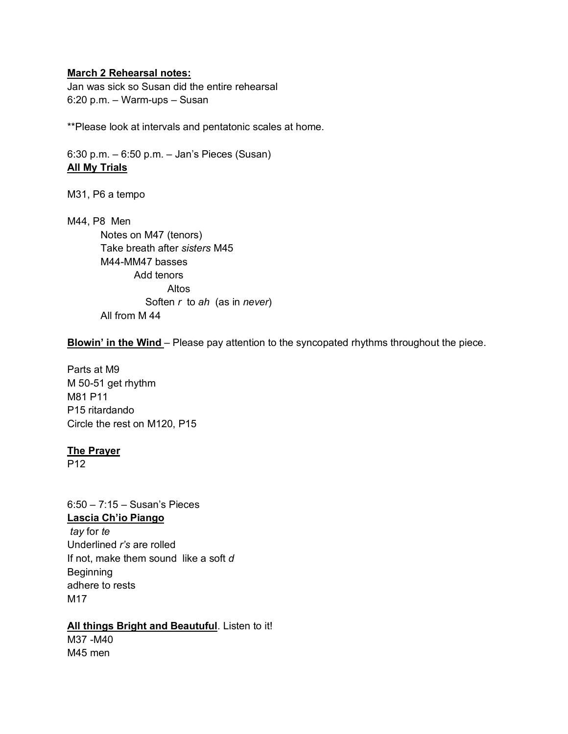**March 2 Rehearsal notes:**

Jan was sick so Susan did the entire rehearsal
6:20 p.m. – Warm-ups – Susan

**Please look at intervals and pentatonic scales at home.

6:30 p.m. – 6:50 p.m. – Jan's Pieces (Susan)

**All My Trials**

M31, P6 a tempo

M44, P8 Men

- Notes on M47 (tenors)
- Take breath after *sisters* M45
- M44-MM47 basses
  - Add tenors
    - Altos
  - Soften *r* to *ah* (as in *never*)
- All from M 44

**Blowin' in the Wind** – Please pay attention to the syncopated rhythms throughout the piece.

Parts at M9
M 50-51 get rhythm
M81 P11
P15 ritardando
Circle the rest on M120, P15

**The Prayer**
P12

6:50 – 7:15 – Susan's Pieces

**Lascia Ch'io Piango**
*tay* for *te*
Underlined *r's* are rolled
If not, make them sound like a soft *d*
Beginning
adhere to rests
M17

**All things Bright and Beautuful**. Listen to it!
M37 -M40
M45 men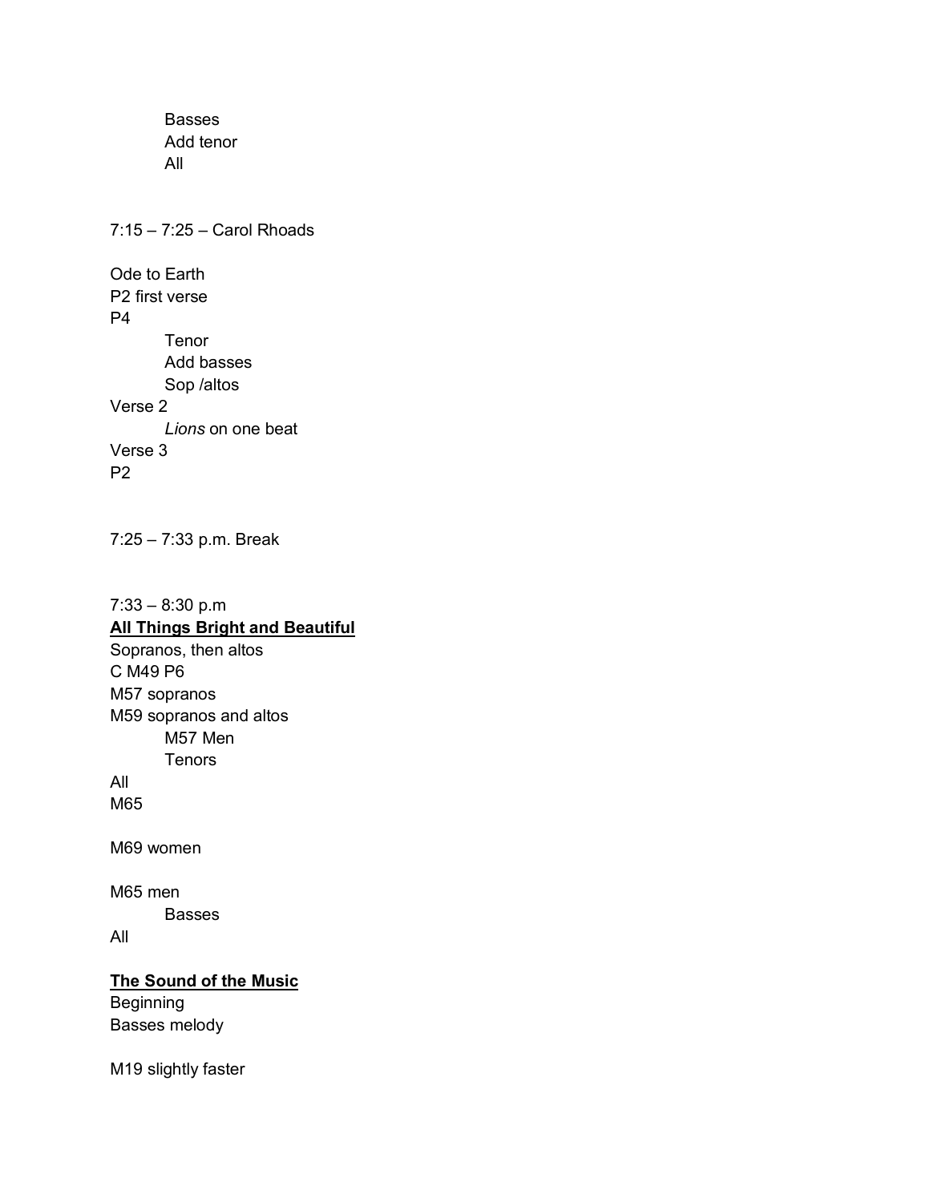Basses
Add tenor
All

7:15 – 7:25 – Carol Rhoads

Ode to Earth
P2 first verse
P4
    Tenor
    Add basses
    Sop /altos
Verse 2
    *Lions* on one beat
Verse 3
P2

7:25 – 7:33 p.m. Break

7:33 – 8:30 p.m

**<u>All Things Bright and Beautiful</u>**
Sopranos, then altos
C M49 P6
M57 sopranos
M59 sopranos and altos
    M57 Men
    Tenors
All
M65

M69 women

M65 men
    Basses
All

**<u>The Sound of the Music</u>**
Beginning
Basses melody

M19 slightly faster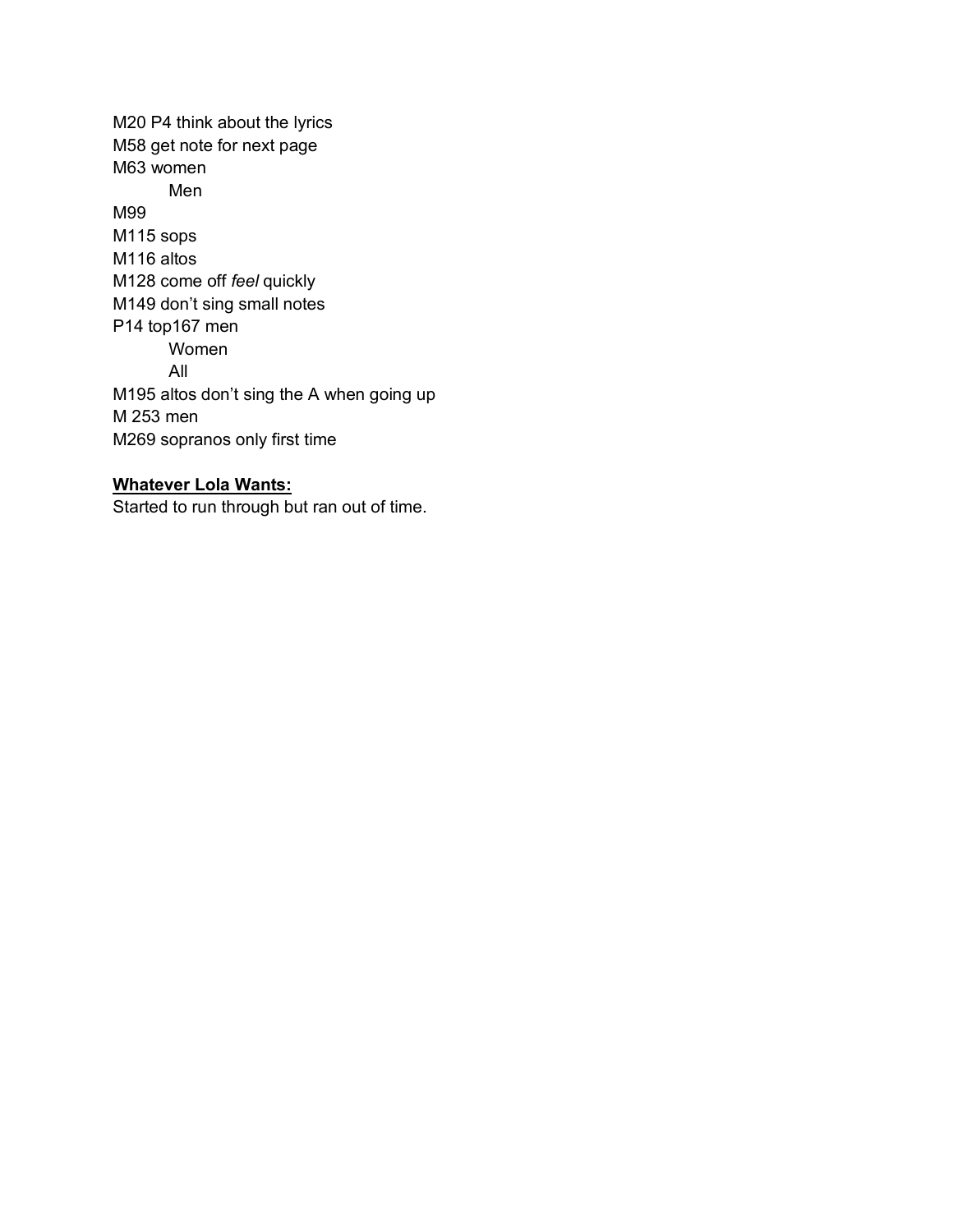M20 P4 think about the lyrics
M58 get note for next page
M63 women
    Men
M99
M115 sops
M116 altos
M128 come off *feel* quickly
M149 don't sing small notes
P14 top167 men
    Women
    All
M195 altos don't sing the A when going up
M 253 men
M269 sopranos only first time

**Whatever Lola Wants:**
Started to run through but ran out of time.